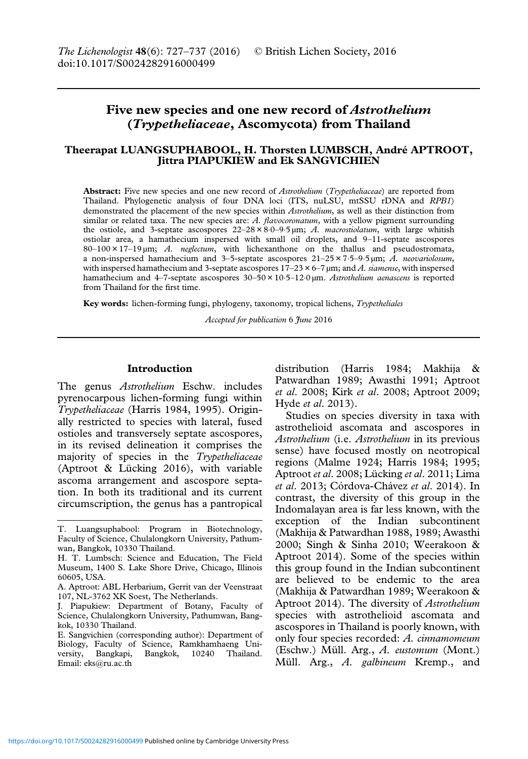# Five new species and one new record of *Astrothelium* (*Trypetheliaceae*, Ascomycota) from Thailand

**Theerapat LUANGSUPHABOOL, H. Thorsten LUMBSCH, André APTROOT, Jittra PIAPUKIEW and Ek SANGVICHIEN**

**Abstract:** Five new species and one new record of *Astrothelium* (*Trypetheliaceae*) are reported from Thailand. Phylogenetic analysis of four DNA loci (ITS, nuLSU, mtSSU rDNA and *RPB1*) demonstrated the placement of the new species within *Astrothelium*, as well as their distinction from similar or related taxa. The new species are: *A. flavocoronatum*, with a yellow pigment surrounding the ostiole, and 3-septate ascospores 22–28 × 8·0–9·5 µm; *A. macrostiolatum*, with large whitish ostiolar area, a hamathecium inspersed with small oil droplets, and 9–11-septate ascospores 80–100 × 17–19 µm; *A. neglectum*, with lichexanthone on the thallus and pseudostromata, a non-inspersed hamathecium and 3–5-septate ascospores 21–25 × 7·5–9·5 µm; *A. neovariolosum*, with inspersed hamathecium and 3-septate ascospores 17–23 × 6–7 µm; and *A. siamense*, with inspersed hamathecium and 4–7-septate ascospores 30–50 × 10·5–12·0 µm. *Astrothelium aenascens* is reported from Thailand for the first time.

**Key words:** lichen-forming fungi, phylogeny, taxonomy, tropical lichens, *Trypetheliales*

*Accepted for publication 6 June 2016*

## Introduction

The genus *Astrothelium* Eschw. includes pyrenocarpous lichen-forming fungi within *Trypetheliaceae* (Harris 1984, 1995). Originally restricted to species with lateral, fused ostioles and transversely septate ascospores, in its revised delineation it comprises the majority of species in the *Trypetheliaceae* (Aptroot & Lücking 2016), with variable ascoma arrangement and ascospore septation. In both its traditional and its current circumscription, the genus has a pantropical distribution (Harris 1984; Makhija & Patwardhan 1989; Awasthi 1991; Aptroot *et al*. 2008; Kirk *et al*. 2008; Aptroot 2009; Hyde *et al*. 2013).

Studies on species diversity in taxa with astrothelioid ascomata and ascospores in *Astrothelium* (i.e. *Astrothelium* in its previous sense) have focused mostly on neotropical regions (Malme 1924; Harris 1984; 1995; Aptroot *et al*. 2008; Lücking *et al*. 2011; Lima *et al*. 2013; Córdova-Chávez *et al*. 2014). In contrast, the diversity of this group in the Indomalayan area is far less known, with the exception of the Indian subcontinent (Makhija & Patwardhan 1988, 1989; Awasthi 2000; Singh & Sinha 2010; Weerakoon & Aptroot 2014). Some of the species within this group found in the Indian subcontinent are believed to be endemic to the area (Makhija & Patwardhan 1989; Weerakoon & Aptroot 2014). The diversity of *Astrothelium* species with astrothelioid ascomata and ascospores in Thailand is poorly known, with only four species recorded: *A. cinnamomeum* (Eschw.) Müll. Arg., *A. eustomum* (Mont.) Müll. Arg., *A. galbineum* Kremp., and

T. Luangsuphabool: Program in Biotechnology, Faculty of Science, Chulalongkorn University, Pathumwan, Bangkok, 10330 Thailand.

H. T. Lumbsch: Science and Education, The Field Museum, 1400 S. Lake Shore Drive, Chicago, Illinois 60605, USA.

A. Aptroot: ABL Herbarium, Gerrit van der Veenstraat 107, NL-3762 XK Soest, The Netherlands.

J. Piapukiew: Department of Botany, Faculty of Science, Chulalongkorn University, Pathumwan, Bangkok, 10330 Thailand.

E. Sangvichien (corresponding author): Department of Biology, Faculty of Science, Ramkhamhaeng University, Bangkapi, Bangkok, 10240 Thailand. Email: eks@ru.ac.th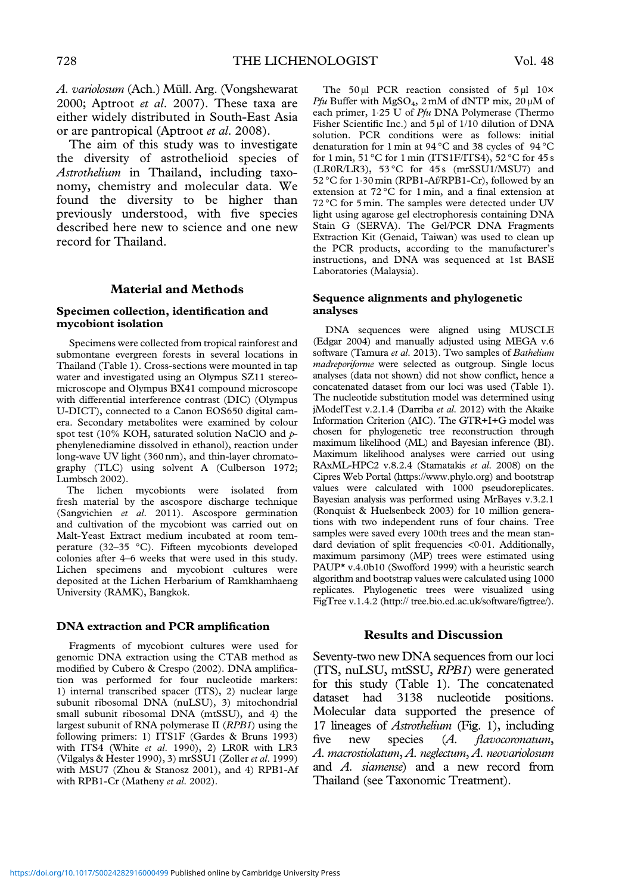*A. variolosum* (Ach.) Müll. Arg. (Vongshewarat 2000; Aptroot *et al*. 2007). These taxa are either widely distributed in South-East Asia or are pantropical (Aptroot *et al*. 2008).

The aim of this study was to investigate the diversity of astrothelioid species of *Astrothelium* in Thailand, including taxonomy, chemistry and molecular data. We found the diversity to be higher than previously understood, with five species described here new to science and one new record for Thailand.

## Material and Methods

### Specimen collection, identification and mycobiont isolation

Specimens were collected from tropical rainforest and submontane evergreen forests in several locations in Thailand (Table 1). Cross-sections were mounted in tap water and investigated using an Olympus SZ11 stereomicroscope and Olympus BX41 compound microscope with differential interference contrast (DIC) (Olympus U-DICT), connected to a Canon EOS650 digital camera. Secondary metabolites were examined by colour spot test (10% KOH, saturated solution NaClO and *p*-phenylenediamine dissolved in ethanol), reaction under long-wave UV light (360 nm), and thin-layer chromatography (TLC) using solvent A (Culberson 1972; Lumbsch 2002).

The lichen mycobionts were isolated from fresh material by the ascospore discharge technique (Sangvichien *et al*. 2011). Ascospore germination and cultivation of the mycobiont was carried out on Malt-Yeast Extract medium incubated at room temperature (32–35 °C). Fifteen mycobionts developed colonies after 4–6 weeks that were used in this study. Lichen specimens and mycobiont cultures were deposited at the Lichen Herbarium of Ramkhamhaeng University (RAMK), Bangkok.

### DNA extraction and PCR amplification

Fragments of mycobiont cultures were used for genomic DNA extraction using the CTAB method as modified by Cubero & Crespo (2002). DNA amplification was performed for four nucleotide markers: 1) internal transcribed spacer (ITS), 2) nuclear large subunit ribosomal DNA (nuLSU), 3) mitochondrial small subunit ribosomal DNA (mtSSU), and 4) the largest subunit of RNA polymerase II (*RPB1*) using the following primers: 1) ITS1F (Gardes & Bruns 1993) with ITS4 (White *et al*. 1990), 2) LR0R with LR3 (Vilgalys & Hester 1990), 3) mrSSU1 (Zoller *et al*. 1999) with MSU7 (Zhou & Stanosz 2001), and 4) RPB1-Af with RPB1-Cr (Matheny *et al*. 2002).

The 50 µl PCR reaction consisted of 5 µl 10× *Pfu* Buffer with $MgSO_4$, 2 mM of dNTP mix, 20 µM of each primer, 1·25 U of *Pfu* DNA Polymerase (Thermo Fisher Scientific Inc.) and 5 µl of 1/10 dilution of DNA solution. PCR conditions were as follows: initial denaturation for 1 min at 94 °C and 38 cycles of 94 °C for 1 min, 51 °C for 1 min (ITS1F/ITS4), 52 °C for 45 s (LR0R/LR3), 53 °C for 45 s (mrSSU1/MSU7) and 52 °C for 1·30 min (RPB1-Af/RPB1-Cr), followed by an extension at 72 °C for 1 min, and a final extension at 72 °C for 5 min. The samples were detected under UV light using agarose gel electrophoresis containing DNA Stain G (SERVA). The Gel/PCR DNA Fragments Extraction Kit (Genaid, Taiwan) was used to clean up the PCR products, according to the manufacturer's instructions, and DNA was sequenced at 1st BASE Laboratories (Malaysia).

### Sequence alignments and phylogenetic analyses

DNA sequences were aligned using MUSCLE (Edgar 2004) and manually adjusted using MEGA v.6 software (Tamura *et al*. 2013). Two samples of *Bathelium madreporiforme* were selected as outgroup. Single locus analyses (data not shown) did not show conflict, hence a concatenated dataset from our loci was used (Table 1). The nucleotide substitution model was determined using jModelTest v.2.1.4 (Darriba *et al*. 2012) with the Akaike Information Criterion (AIC). The GTR+I+G model was chosen for phylogenetic tree reconstruction through maximum likelihood (ML) and Bayesian inference (BI). Maximum likelihood analyses were carried out using RAxML-HPC2 v.8.2.4 (Stamatakis *et al*. 2008) on the Cipres Web Portal (https://www.phylo.org) and bootstrap values were calculated with 1000 pseudoreplicates. Bayesian analysis was performed using MrBayes v.3.2.1 (Ronquist & Huelsenbeck 2003) for 10 million generations with two independent runs of four chains. Tree samples were saved every 100th trees and the mean standard deviation of split frequencies <0·01. Additionally, maximum parsimony (MP) trees were estimated using PAUP* v.4.0b10 (Swofford 1999) with a heuristic search algorithm and bootstrap values were calculated using 1000 replicates. Phylogenetic trees were visualized using FigTree v.1.4.2 (http:// tree.bio.ed.ac.uk/software/figtree/).

## Results and Discussion

Seventy-two new DNA sequences from our loci (ITS, nuLSU, mtSSU, *RPB1*) were generated for this study (Table 1). The concatenated dataset had 3138 nucleotide positions. Molecular data supported the presence of 17 lineages of *Astrothelium* (Fig. 1), including five new species (*A. flavocoronatum*, *A. macrostiolatum*, *A. neglectum*, *A. neovariolosum* and *A. siamense*) and a new record from Thailand (see Taxonomic Treatment).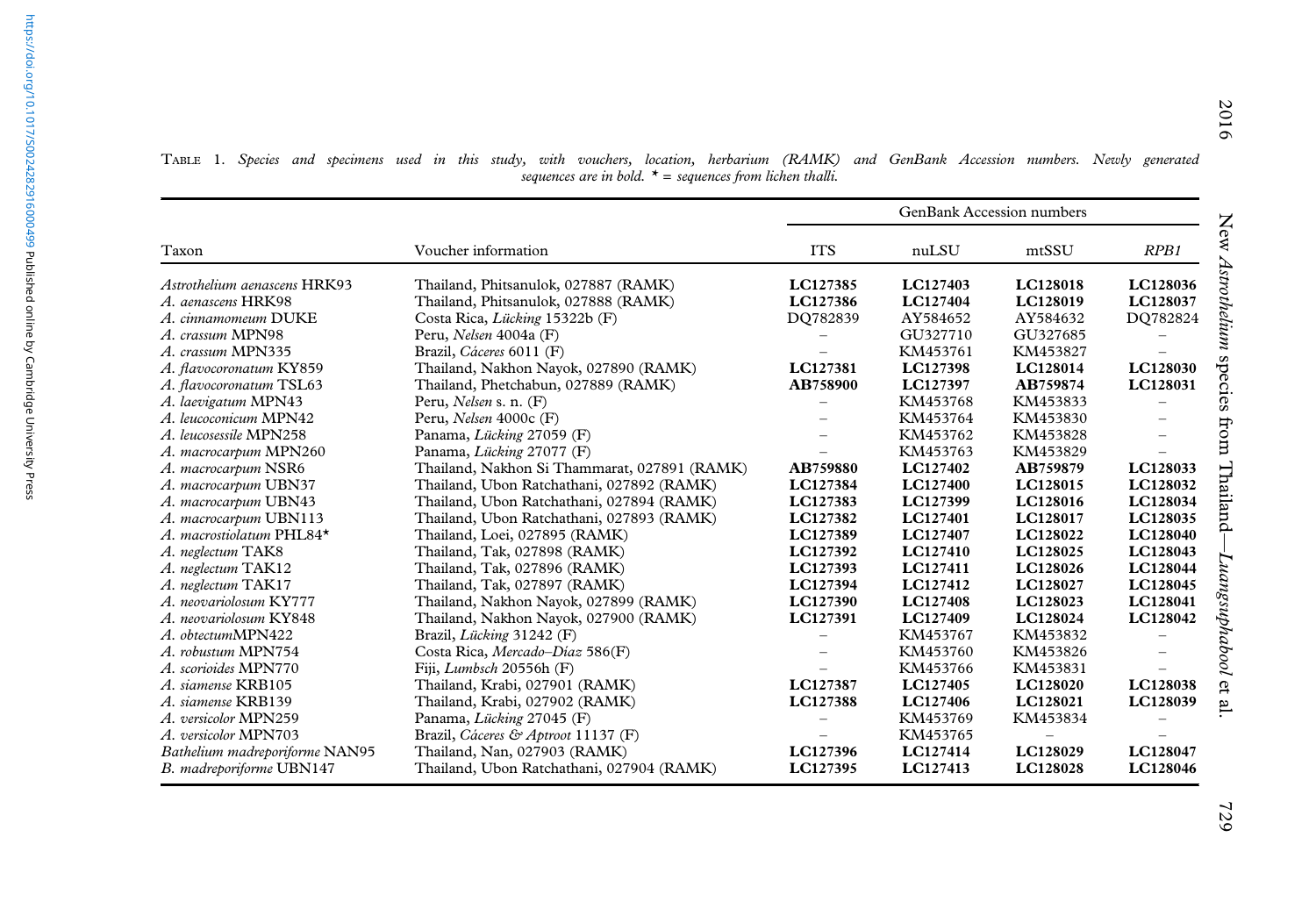TABLE 1. *Species and specimens used in this study, with vouchers, location, herbarium (RAMK) and GenBank Accession numbers. Newly generated sequences are in bold. * = sequences from lichen thalli.*

| Taxon | Voucher information | GenBank Accession numbers | | | |
|---|---|---|---|---|---|
| | | ITS | nuLSU | mtSSU | *RPB1* |
| *Astrothelium aenascens* HRK93 | Thailand, Phitsanulok, 027887 (RAMK) | **LC127385** | **LC127403** | **LC128018** | **LC128036** |
| *A. aenascens* HRK98 | Thailand, Phitsanulok, 027888 (RAMK) | **LC127386** | **LC127404** | **LC128019** | **LC128037** |
| *A. cinnamomeum* DUKE | Costa Rica, *Lücking* 15322b (F) | DQ782839 | AY584652 | AY584632 | DQ782824 |
| *A. crassum* MPN98 | Peru, *Nelsen* 4004a (F) | – | GU327710 | GU327685 | – |
| *A. crassum* MPN335 | Brazil, *Cáceres* 6011 (F) | – | KM453761 | KM453827 | – |
| *A. flavocoronatum* KY859 | Thailand, Nakhon Nayok, 027890 (RAMK) | **LC127381** | **LC127398** | **LC128014** | **LC128030** |
| *A. flavocoronatum* TSL63 | Thailand, Phetchabun, 027889 (RAMK) | **AB758900** | **LC127397** | **AB759874** | **LC128031** |
| *A. laevigatum* MPN43 | Peru, *Nelsen* s. n. (F) | – | KM453768 | KM453833 | – |
| *A. leucoconicum* MPN42 | Peru, *Nelsen* 4000c (F) | – | KM453764 | KM453830 | – |
| *A. leucosessile* MPN258 | Panama, *Lücking* 27059 (F) | – | KM453762 | KM453828 | – |
| *A. macrocarpum* MPN260 | Panama, *Lücking* 27077 (F) | – | KM453763 | KM453829 | – |
| *A. macrocarpum* NSR6 | Thailand, Nakhon Si Thammarat, 027891 (RAMK) | **AB759880** | **LC127402** | **AB759879** | **LC128033** |
| *A. macrocarpum* UBN37 | Thailand, Ubon Ratchathani, 027892 (RAMK) | **LC127384** | **LC127400** | **LC128015** | **LC128032** |
| *A. macrocarpum* UBN43 | Thailand, Ubon Ratchathani, 027894 (RAMK) | **LC127383** | **LC127399** | **LC128016** | **LC128034** |
| *A. macrocarpum* UBN113 | Thailand, Ubon Ratchathani, 027893 (RAMK) | **LC127382** | **LC127401** | **LC128017** | **LC128035** |
| *A. macrostiolatum* PHL84* | Thailand, Loei, 027895 (RAMK) | **LC127389** | **LC127407** | **LC128022** | **LC128040** |
| *A. neglectum* TAK8 | Thailand, Tak, 027898 (RAMK) | **LC127392** | **LC127410** | **LC128025** | **LC128043** |
| *A. neglectum* TAK12 | Thailand, Tak, 027896 (RAMK) | **LC127393** | **LC127411** | **LC128026** | **LC128044** |
| *A. neglectum* TAK17 | Thailand, Tak, 027897 (RAMK) | **LC127394** | **LC127412** | **LC128027** | **LC128045** |
| *A. neovariolosum* KY777 | Thailand, Nakhon Nayok, 027899 (RAMK) | **LC127390** | **LC127408** | **LC128023** | **LC128041** |
| *A. neovariolosum* KY848 | Thailand, Nakhon Nayok, 027900 (RAMK) | **LC127391** | **LC127409** | **LC128024** | **LC128042** |
| *A. obtectum*MPN422 | Brazil, *Lücking* 31242 (F) | – | KM453767 | KM453832 | – |
| *A. robustum* MPN754 | Costa Rica, *Mercado–Díaz* 586(F) | – | KM453760 | KM453826 | – |
| *A. scorioides* MPN770 | Fiji, *Lumbsch* 20556h (F) | – | KM453766 | KM453831 | – |
| *A. siamense* KRB105 | Thailand, Krabi, 027901 (RAMK) | **LC127387** | **LC127405** | **LC128020** | **LC128038** |
| *A. siamense* KRB139 | Thailand, Krabi, 027902 (RAMK) | **LC127388** | **LC127406** | **LC128021** | **LC128039** |
| *A. versicolor* MPN259 | Panama, *Lücking* 27045 (F) | – | KM453769 | KM453834 | – |
| *A. versicolor* MPN703 | Brazil, *Cáceres & Aptroot* 11137 (F) | – | KM453765 | – | – |
| *Bathelium madreporiforme* NAN95 | Thailand, Nan, 027903 (RAMK) | **LC127396** | **LC127414** | **LC128029** | **LC128047** |
| *B. madreporiforme* UBN147 | Thailand, Ubon Ratchathani, 027904 (RAMK) | **LC127395** | **LC127413** | **LC128028** | **LC128046** |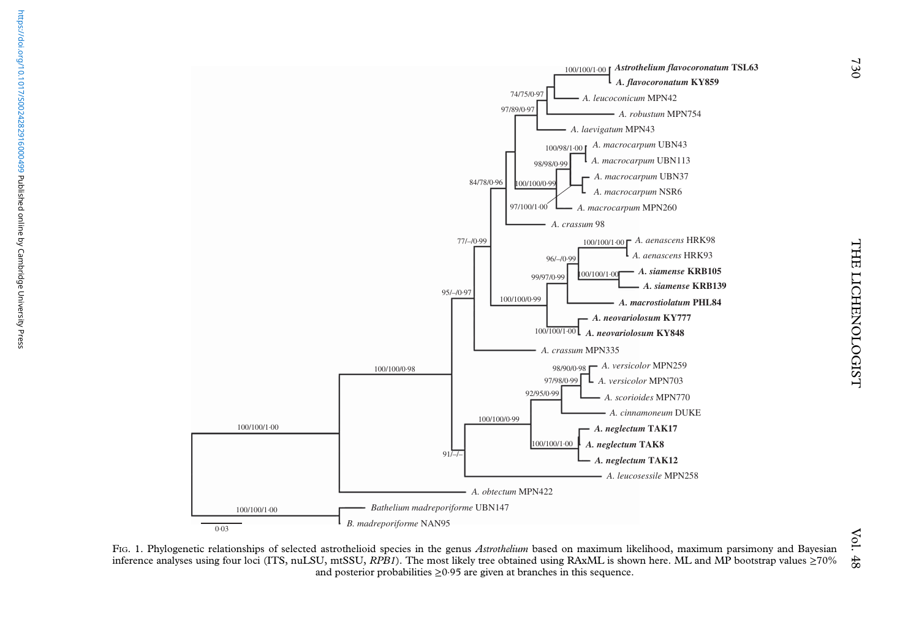100/100/1·00 *Astrothelium flavocoronatum* **TSL63**
***A. flavocoronatum* KY859**
74/75/0·97
*A. leucoconicum* MPN42
97/89/0·97
*A. robustum* MPN754
*A. laevigatum* MPN43
100/98/1·00 *A. macrocarpum* UBN43
98/98/0·99 *A. macrocarpum* UBN113
84/78/0·96
100/100/0·99
*A. macrocarpum* UBN37
*A. macrocarpum* NSR6
97/100/1·00
*A. macrocarpum* MPN260
*A. crassum* 98
77/–/0·99
100/100/1·00 *A. aenascens* HRK98
96/–/0·99 *A. aenascens* HRK93
100/100/1·00 ***A. siamense* KRB105**
99/97/0·99 ***A. siamense* KRB139**
95/–/0·97
100/100/0·99
***A. macrostiolatum* PHL84**
***A. neovariolosum* KY777**
100/100/1·00 ***A. neovariolosum* KY848**
*A. crassum* MPN335
100/100/0·98
98/90/0·98 *A. versicolor* MPN259
97/98/0·99 *A. versicolor* MPN703
92/95/0·99
*A. scorioides* MPN770
*A. cinnamoneum* DUKE
100/100/0·99
100/100/1·00
***A. neglectum* TAK17**
***A. neglectum* TAK8**
91/–/–
***A. neglectum* TAK12**
*A. leucosessile* MPN258
*A. obtectum* MPN422
100/100/1·00
100/100/1·00
*Bathelium madreporiforme* UBN147
*B. madreporiforme* NAN95
0·03

Fig. 1. Phylogenetic relationships of selected astrothelioid species in the genus *Astrothelium* based on maximum likelihood, maximum parsimony and Bayesian inference analyses using four loci (ITS, nuLSU, mtSSU, *RPB1*). The most likely tree obtained using RAxML is shown here. ML and MP bootstrap values ≥70% and posterior probabilities ≥0·95 are given at branches in this sequence.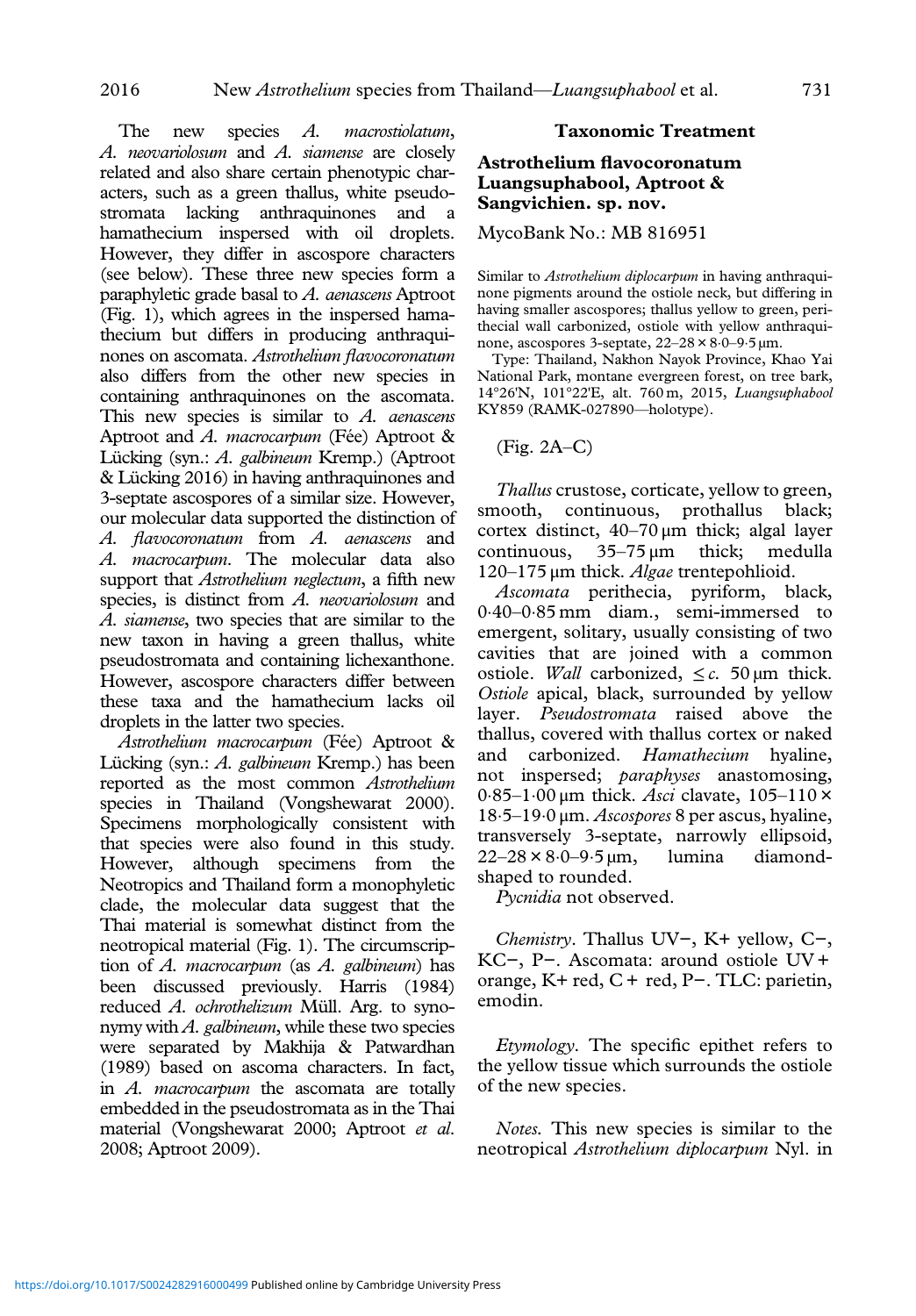The new species *A. macrostiolatum*, *A. neovariolosum* and *A. siamense* are closely related and also share certain phenotypic characters, such as a green thallus, white pseudostromata lacking anthraquinones and a hamathecium inspersed with oil droplets. However, they differ in ascospore characters (see below). These three new species form a paraphyletic grade basal to *A. aenascens* Aptroot (Fig. 1), which agrees in the inspersed hamathecium but differs in producing anthraquinones on ascomata. *Astrothelium flavocoronatum* also differs from the other new species in containing anthraquinones on the ascomata. This new species is similar to *A. aenascens* Aptroot and *A. macrocarpum* (Fée) Aptroot & Lücking (syn.: *A. galbineum* Kremp.) (Aptroot & Lücking 2016) in having anthraquinones and 3-septate ascospores of a similar size. However, our molecular data supported the distinction of *A. flavocoronatum* from *A. aenascens* and *A. macrocarpum*. The molecular data also support that *Astrothelium neglectum*, a fifth new species, is distinct from *A. neovariolosum* and *A. siamense*, two species that are similar to the new taxon in having a green thallus, white pseudostromata and containing lichexanthone. However, ascospore characters differ between these taxa and the hamathecium lacks oil droplets in the latter two species.

*Astrothelium macrocarpum* (Fée) Aptroot & Lücking (syn.: *A. galbineum* Kremp.) has been reported as the most common *Astrothelium* species in Thailand (Vongshewarat 2000). Specimens morphologically consistent with that species were also found in this study. However, although specimens from the Neotropics and Thailand form a monophyletic clade, the molecular data suggest that the Thai material is somewhat distinct from the neotropical material (Fig. 1). The circumscription of *A. macrocarpum* (as *A. galbineum*) has been discussed previously. Harris (1984) reduced *A. ochrothelizum* Müll. Arg. to synonymy with *A. galbineum*, while these two species were separated by Makhija & Patwardhan (1989) based on ascoma characters. In fact, in *A. macrocarpum* the ascomata are totally embedded in the pseudostromata as in the Thai material (Vongshewarat 2000; Aptroot *et al.* 2008; Aptroot 2009).

## Taxonomic Treatment

### *Astrothelium flavocoronatum* Luangsuphabool, Aptroot & Sangvichien. sp. nov.

MycoBank No.: MB 816951

Similar to *Astrothelium diplocarpum* in having anthraquinone pigments around the ostiole neck, but differing in having smaller ascospores; thallus yellow to green, perithecial wall carbonized, ostiole with yellow anthraquinone, ascospores 3-septate, 22–28 × 8·0–9·5 µm.

Type: Thailand, Nakhon Nayok Province, Khao Yai National Park, montane evergreen forest, on tree bark, 14°26′N, 101°22′E, alt. 760 m, 2015, *Luangsuphabool* KY859 (RAMK-027890—holotype).

(Fig. 2A–C)

*Thallus* crustose, corticate, yellow to green, smooth, continuous, prothallus black; cortex distinct, 40–70 µm thick; algal layer continuous, 35–75 µm thick; medulla 120–175 µm thick. *Algae* trentepohlioid.

*Ascomata* perithecia, pyriform, black, 0·40–0·85 mm diam., semi-immersed to emergent, solitary, usually consisting of two cavities that are joined with a common ostiole. *Wall* carbonized, ≤ *c.* 50 µm thick. *Ostiole* apical, black, surrounded by yellow layer. *Pseudostromata* raised above the thallus, covered with thallus cortex or naked and carbonized. *Hamathecium* hyaline, not inspersed; *paraphyses* anastomosing, 0·85–1·00 µm thick. *Asci* clavate, 105–110 × 18·5–19·0 µm. *Ascospores* 8 per ascus, hyaline, transversely 3-septate, narrowly ellipsoid, 22–28 × 8·0–9·5 µm, lumina diamond-shaped to rounded.

*Pycnidia* not observed.

*Chemistry*. Thallus UV−, K+ yellow, C−, KC−, P−. Ascomata: around ostiole UV+ orange, K+ red, C+ red, P−. TLC: parietin, emodin.

*Etymology*. The specific epithet refers to the yellow tissue which surrounds the ostiole of the new species.

*Notes*. This new species is similar to the neotropical *Astrothelium diplocarpum* Nyl. in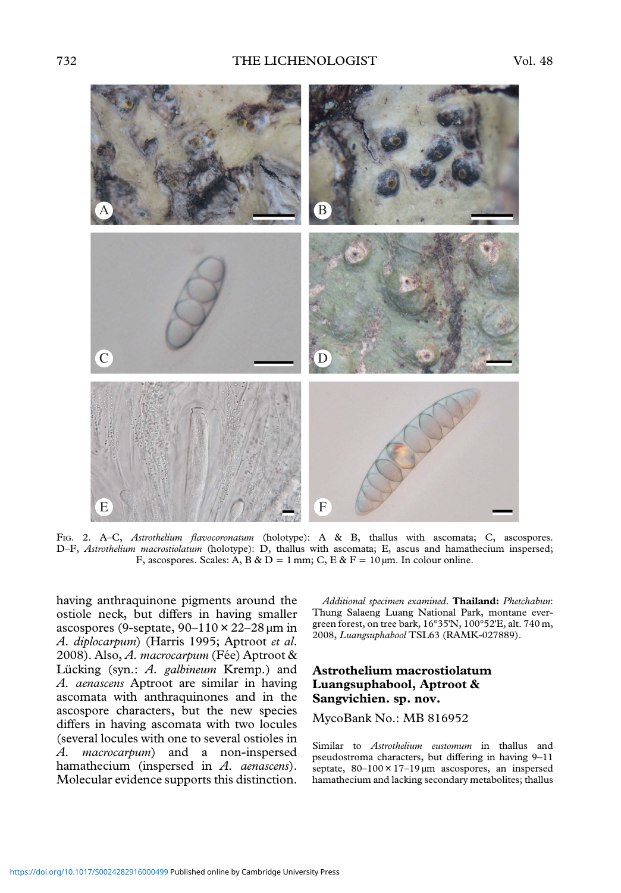Fig. 2. A–C, *Astrothelium flavocoronatum* (holotype): A & B, thallus with ascomata; C, ascospores. D–F, *Astrothelium macrostiolatum* (holotype): D, thallus with ascomata; E, ascus and hamathecium inspersed; F, ascospores. Scales: A, B & D = 1 mm; C, E & F = 10 µm. In colour online.

having anthraquinone pigments around the ostiole neck, but differs in having smaller ascospores (9-septate, 90–110 × 22–28 µm in *A. diplocarpum*) (Harris 1995; Aptroot *et al.* 2008). Also, *A. macrocarpum* (Fée) Aptroot & Lücking (syn.: *A. galbineum* Kremp.) and *A. aenascens* Aptroot are similar in having ascomata with anthraquinones and in the ascospore characters, but the new species differs in having ascomata with two locules (several locules with one to several ostioles in *A. macrocarpum*) and a non-inspersed hamathecium (inspersed in *A. aenascens*). Molecular evidence supports this distinction.

*Additional specimen examined*. **Thailand:** *Phetchabun*: Thung Salaeng Luang National Park, montane evergreen forest, on tree bark, 16°35'N, 100°52'E, alt. 740 m, 2008, *Luangsuphabool* TSL63 (RAMK-027889).

## Astrothelium macrostiolatum Luangsuphabool, Aptroot & Sangvichien. sp. nov.

MycoBank No.: MB 816952

Similar to *Astrothelium eustomum* in thallus and pseudostroma characters, but differing in having 9–11 septate, 80–100 × 17–19 µm ascospores, an inspersed hamathecium and lacking secondary metabolites; thallus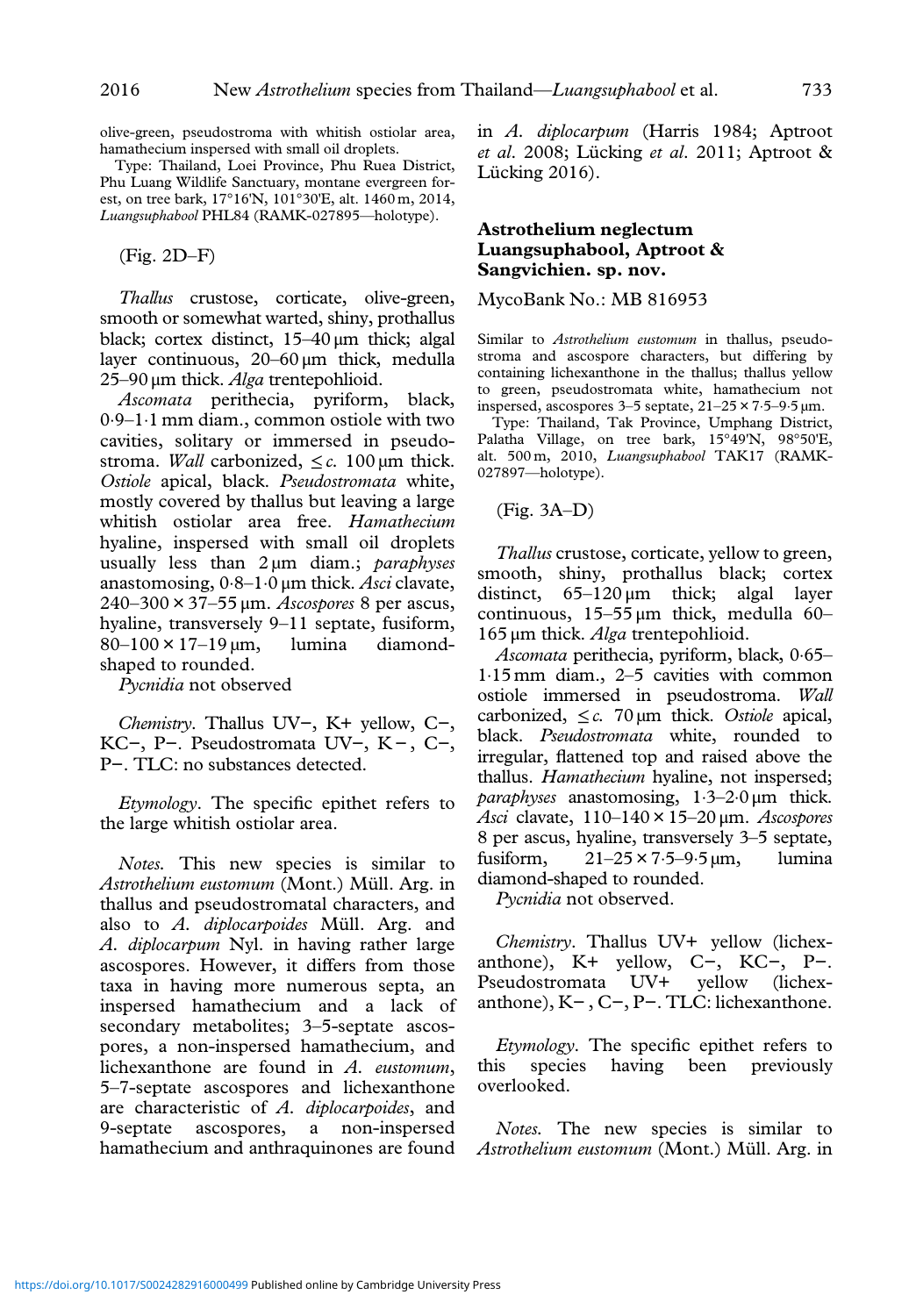olive-green, pseudostroma with whitish ostiolar area, hamathecium inspersed with small oil droplets.

Type: Thailand, Loei Province, Phu Ruea District, Phu Luang Wildlife Sanctuary, montane evergreen forest, on tree bark, 17°16'N, 101°30'E, alt. 1460 m, 2014, *Luangsuphabool* PHL84 (RAMK-027895—holotype).

(Fig. 2D–F)

*Thallus* crustose, corticate, olive-green, smooth or somewhat warted, shiny, prothallus black; cortex distinct, 15–40 µm thick; algal layer continuous, 20–60 µm thick, medulla 25–90 µm thick. *Alga* trentepohlioid.

*Ascomata* perithecia, pyriform, black, 0·9–1·1 mm diam., common ostiole with two cavities, solitary or immersed in pseudostroma. *Wall* carbonized, ≤ *c.* 100 µm thick. *Ostiole* apical, black. *Pseudostromata* white, mostly covered by thallus but leaving a large whitish ostiolar area free. *Hamathecium* hyaline, inspersed with small oil droplets usually less than 2 µm diam.; *paraphyses* anastomosing, 0·8–1·0 µm thick. *Asci* clavate, 240–300 × 37–55 µm. *Ascospores* 8 per ascus, hyaline, transversely 9–11 septate, fusiform, 80–100 × 17–19 µm, lumina diamond-shaped to rounded.

*Pycnidia* not observed

*Chemistry*. Thallus UV−, K+ yellow, C−, KC−, P−. Pseudostromata UV−, K−, C−, P−. TLC: no substances detected.

*Etymology*. The specific epithet refers to the large whitish ostiolar area.

*Notes*. This new species is similar to *Astrothelium eustomum* (Mont.) Müll. Arg. in thallus and pseudostromatal characters, and also to *A. diplocarpoides* Müll. Arg. and *A. diplocarpum* Nyl. in having rather large ascospores. However, it differs from those taxa in having more numerous septa, an inspersed hamathecium and a lack of secondary metabolites; 3–5-septate ascospores, a non-inspersed hamathecium, and lichexanthone are found in *A. eustomum*, 5–7-septate ascospores and lichexanthone are characteristic of *A. diplocarpoides*, and 9-septate ascospores, a non-inspersed hamathecium and anthraquinones are found in *A. diplocarpum* (Harris 1984; Aptroot *et al.* 2008; Lücking *et al.* 2011; Aptroot & Lücking 2016).

## Astrothelium neglectum Luangsuphabool, Aptroot & Sangvichien. sp. nov.

MycoBank No.: MB 816953

Similar to *Astrothelium eustomum* in thallus, pseudostroma and ascospore characters, but differing by containing lichexanthone in the thallus; thallus yellow to green, pseudostromata white, hamathecium not inspersed, ascospores 3–5 septate, 21–25 × 7·5–9·5 µm.

Type: Thailand, Tak Province, Umphang District, Palatha Village, on tree bark, 15°49'N, 98°50'E, alt. 500 m, 2010, *Luangsuphabool* TAK17 (RAMK-027897—holotype).

(Fig. 3A–D)

*Thallus* crustose, corticate, yellow to green, smooth, shiny, prothallus black; cortex distinct, 65–120 µm thick; algal layer continuous, 15–55 µm thick, medulla 60–165 µm thick. *Alga* trentepohlioid.

*Ascomata* perithecia, pyriform, black, 0·65–1·15 mm diam., 2–5 cavities with common ostiole immersed in pseudostroma. *Wall* carbonized, ≤ *c.* 70 µm thick. *Ostiole* apical, black. *Pseudostromata* white, rounded to irregular, flattened top and raised above the thallus. *Hamathecium* hyaline, not inspersed; *paraphyses* anastomosing, 1·3–2·0 µm thick. *Asci* clavate, 110–140 × 15–20 µm. *Ascospores* 8 per ascus, hyaline, transversely 3–5 septate, fusiform, 21–25 × 7·5–9·5 µm, lumina diamond-shaped to rounded.

*Pycnidia* not observed.

*Chemistry*. Thallus UV+ yellow (lichexanthone), K+ yellow, C−, KC−, P−. Pseudostromata UV+ yellow (lichexanthone), K−, C−, P−. TLC: lichexanthone.

*Etymology*. The specific epithet refers to this species having been previously overlooked.

*Notes*. The new species is similar to *Astrothelium eustomum* (Mont.) Müll. Arg. in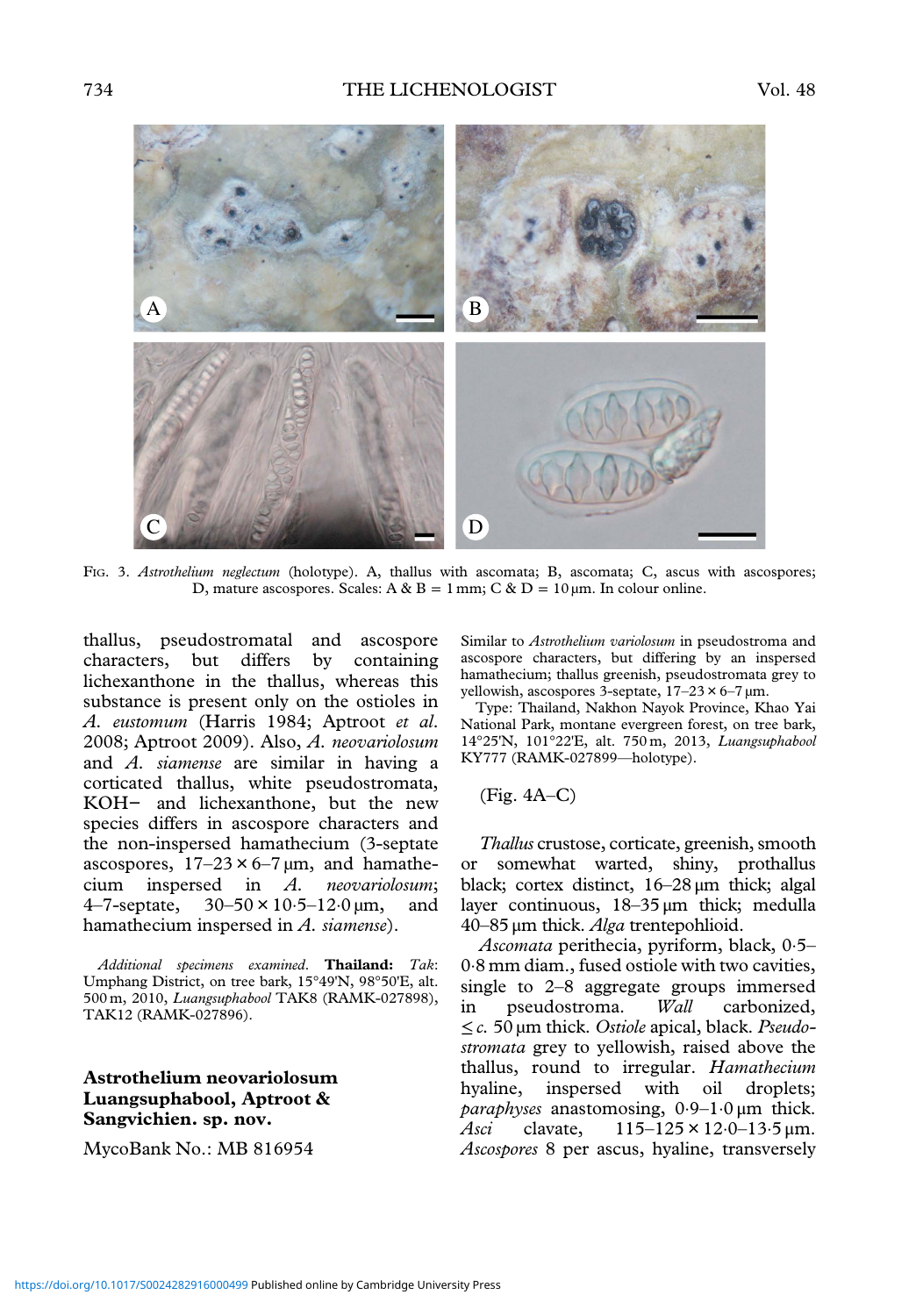FIG. 3. *Astrothelium neglectum* (holotype). A, thallus with ascomata; B, ascomata; C, ascus with ascospores; D, mature ascospores. Scales: A & B = 1 mm; C & D = 10 µm. In colour online.

thallus, pseudostromatal and ascospore characters, but differs by containing lichexanthone in the thallus, whereas this substance is present only on the ostioles in *A. eustomum* (Harris 1984; Aptroot *et al.* 2008; Aptroot 2009). Also, *A. neovariolosum* and *A. siamense* are similar in having a corticated thallus, white pseudostromata, KOH− and lichexanthone, but the new species differs in ascospore characters and the non-inspersed hamathecium (3-septate ascospores, 17–23 × 6–7 µm, and hamathecium inspersed in *A. neovariolosum*; 4–7-septate, 30–50 × 10·5–12·0 µm, and hamathecium inspersed in *A. siamense*).

*Additional specimens examined.* **Thailand:** *Tak*: Umphang District, on tree bark, 15°49'N, 98°50'E, alt. 500 m, 2010, *Luangsuphabool* TAK8 (RAMK-027898), TAK12 (RAMK-027896).

## Astrothelium neovariolosum Luangsuphabool, Aptroot & Sangvichien. sp. nov.

MycoBank No.: MB 816954

Similar to *Astrothelium variolosum* in pseudostroma and ascospore characters, but differing by an inspersed hamathecium; thallus greenish, pseudostromata grey to yellowish, ascospores 3-septate, 17–23 × 6–7 µm.

Type: Thailand, Nakhon Nayok Province, Khao Yai National Park, montane evergreen forest, on tree bark, 14°25'N, 101°22'E, alt. 750 m, 2013, *Luangsuphabool* KY777 (RAMK-027899—holotype).

(Fig. 4A–C)

*Thallus* crustose, corticate, greenish, smooth or somewhat warted, shiny, prothallus black; cortex distinct, 16–28 µm thick; algal layer continuous, 18–35 µm thick; medulla 40–85 µm thick. *Alga* trentepohlioid.

*Ascomata* perithecia, pyriform, black, 0·5–0·8 mm diam., fused ostiole with two cavities, single to 2–8 aggregate groups immersed in pseudostroma. *Wall* carbonized, ≤ *c.* 50 µm thick. *Ostiole* apical, black. *Pseudostromata* grey to yellowish, raised above the thallus, round to irregular. *Hamathecium* hyaline, inspersed with oil droplets; *paraphyses* anastomosing, 0·9–1·0 µm thick. *Asci* clavate, 115–125 × 12·0–13·5 µm. *Ascospores* 8 per ascus, hyaline, transversely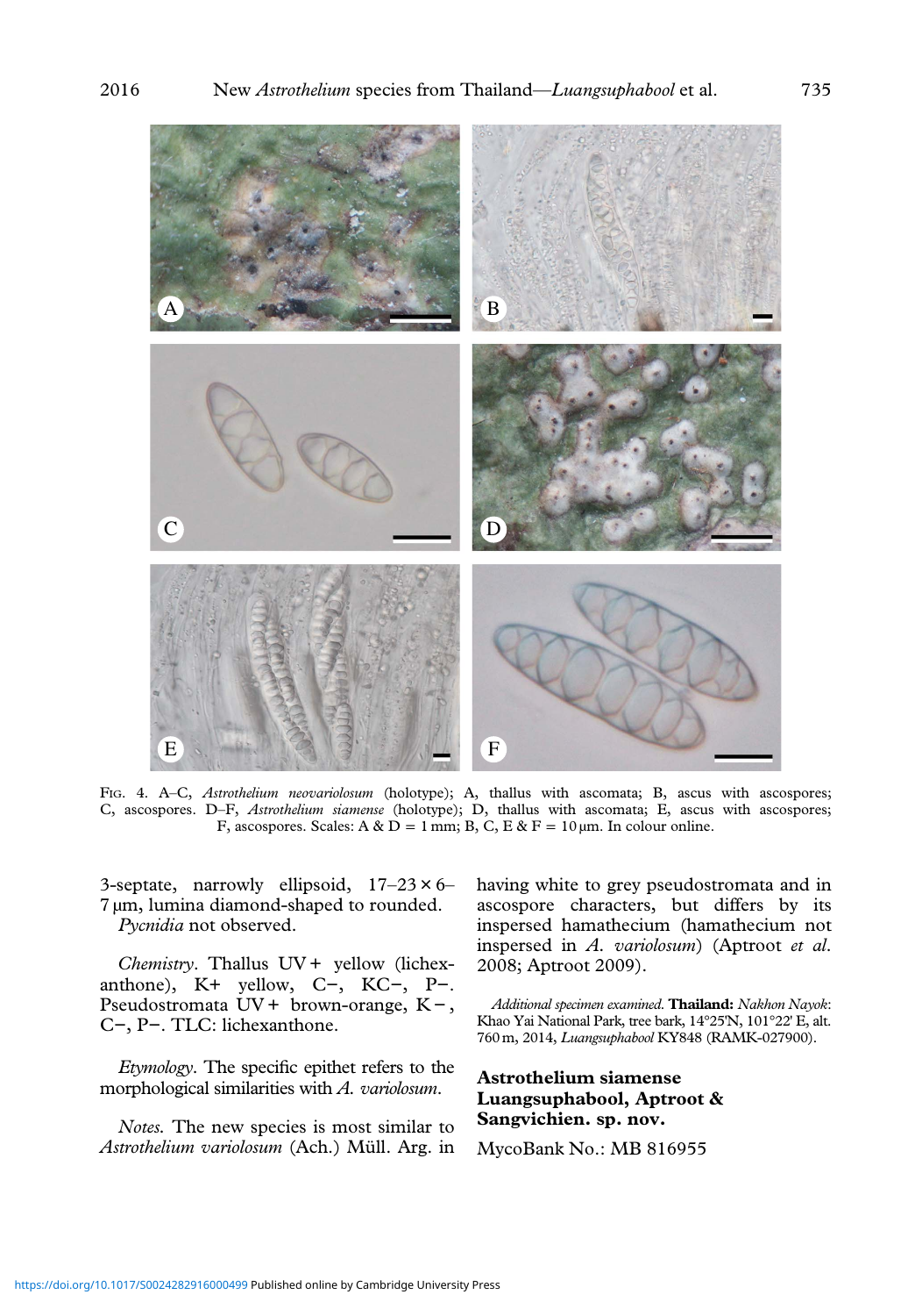Fig. 4. A–C, *Astrothelium neovariolosum* (holotype); A, thallus with ascomata; B, ascus with ascospores; C, ascospores. D–F, *Astrothelium siamense* (holotype); D, thallus with ascomata; E, ascus with ascospores; F, ascospores. Scales: A & D = 1 mm; B, C, E & F = 10 µm. In colour online.

3-septate, narrowly ellipsoid, 17–23 × 6–7 µm, lumina diamond-shaped to rounded.

*Pycnidia* not observed.

*Chemistry*. Thallus UV+ yellow (lichexanthone), K+ yellow, C−, KC−, P−. Pseudostromata UV+ brown-orange, K−, C−, P−. TLC: lichexanthone.

*Etymology*. The specific epithet refers to the morphological similarities with *A. variolosum*.

*Notes*. The new species is most similar to *Astrothelium variolosum* (Ach.) Müll. Arg. in having white to grey pseudostromata and in ascospore characters, but differs by its inspersed hamathecium (hamathecium not inspersed in *A. variolosum*) (Aptroot *et al.* 2008; Aptroot 2009).

*Additional specimen examined*. **Thailand:** *Nakhon Nayok*: Khao Yai National Park, tree bark, 14°25'N, 101°22' E, alt. 760 m, 2014, *Luangsuphabool* KY848 (RAMK-027900).

**Astrothelium siamense Luangsuphabool, Aptroot & Sangvichien. sp. nov.**

MycoBank No.: MB 816955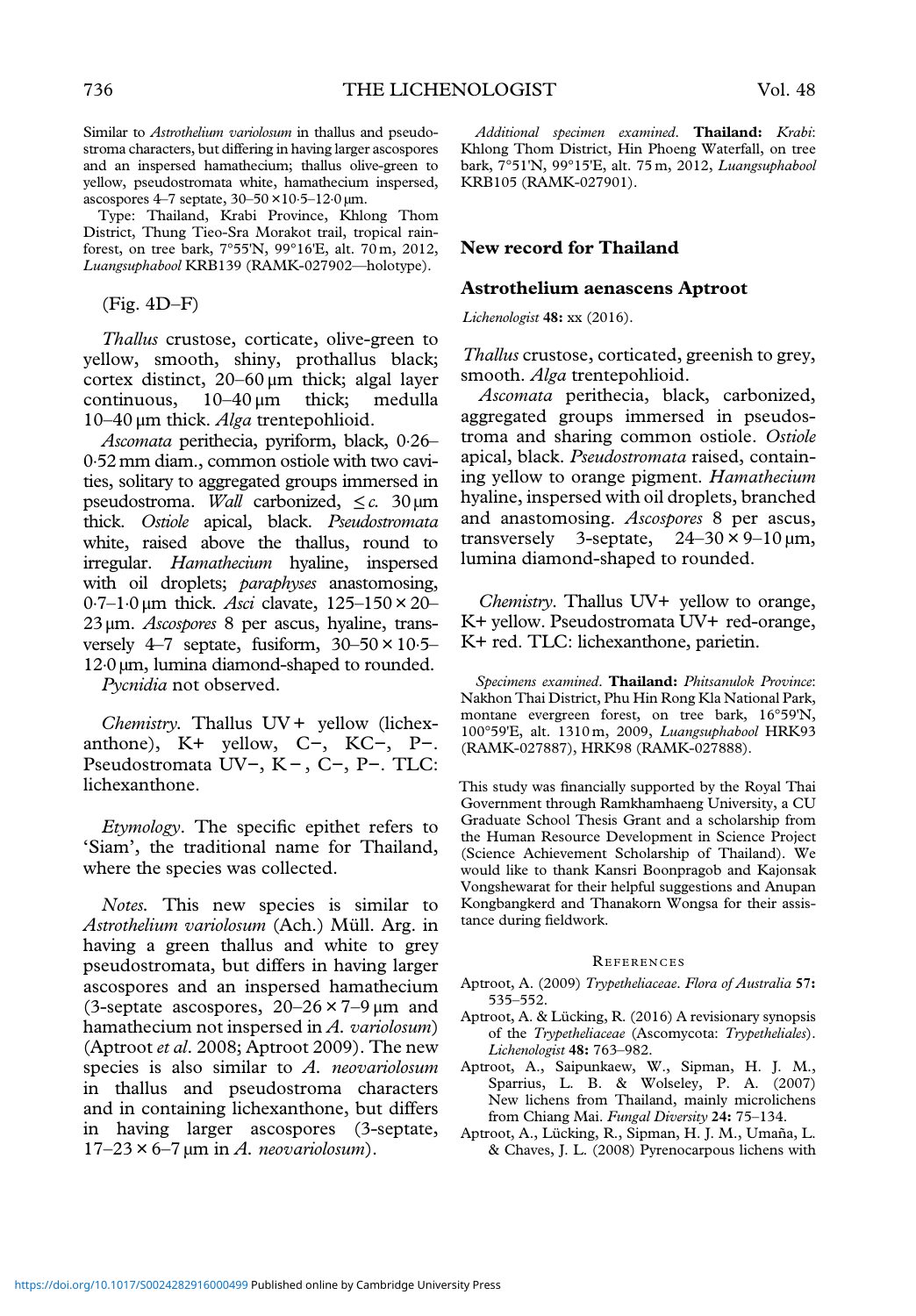Similar to *Astrothelium variolosum* in thallus and pseudostroma characters, but differing in having larger ascospores and an inspersed hamathecium; thallus olive-green to yellow, pseudostromata white, hamathecium inspersed, ascospores 4–7 septate, 30–50 × 10·5–12·0 µm.

Type: Thailand, Krabi Province, Khlong Thom District, Thung Tieo-Sra Morakot trail, tropical rainforest, on tree bark, 7°55'N, 99°16'E, alt. 70 m, 2012, *Luangsuphabool* KRB139 (RAMK-027902—holotype).

(Fig. 4D–F)

*Thallus* crustose, corticate, olive-green to yellow, smooth, shiny, prothallus black; cortex distinct, 20–60 µm thick; algal layer continuous, 10–40 µm thick; medulla 10–40 µm thick. *Alga* trentepohlioid.

*Ascomata* perithecia, pyriform, black, 0·26–0·52 mm diam., common ostiole with two cavities, solitary to aggregated groups immersed in pseudostroma. *Wall* carbonized, ≤ *c.* 30 µm thick. *Ostiole* apical, black. *Pseudostromata* white, raised above the thallus, round to irregular. *Hamathecium* hyaline, inspersed with oil droplets; *paraphyses* anastomosing, 0·7–1·0 µm thick. *Asci* clavate, 125–150 × 20–23 µm. *Ascospores* 8 per ascus, hyaline, transversely 4–7 septate, fusiform, 30–50 × 10·5–12·0 µm, lumina diamond-shaped to rounded.

*Pycnidia* not observed.

*Chemistry*. Thallus UV+ yellow (lichexanthone), K+ yellow, C−, KC−, P−. Pseudostromata UV−, K−, C−, P−. TLC: lichexanthone.

*Etymology*. The specific epithet refers to 'Siam', the traditional name for Thailand, where the species was collected.

*Notes*. This new species is similar to *Astrothelium variolosum* (Ach.) Müll. Arg. in having a green thallus and white to grey pseudostromata, but differs in having larger ascospores and an inspersed hamathecium (3-septate ascospores, 20–26 × 7–9 µm and hamathecium not inspersed in *A. variolosum*) (Aptroot *et al*. 2008; Aptroot 2009). The new species is also similar to *A. neovariolosum* in thallus and pseudostroma characters and in containing lichexanthone, but differs in having larger ascospores (3-septate, 17–23 × 6–7 µm in *A. neovariolosum*).

*Additional specimen examined*. **Thailand:** *Krabi*: Khlong Thom District, Hin Phoeng Waterfall, on tree bark, 7°51'N, 99°15'E, alt. 75 m, 2012, *Luangsuphabool* KRB105 (RAMK-027901).

## New record for Thailand

### Astrothelium aenascens Aptroot

*Lichenologist* **48:** xx (2016).

*Thallus* crustose, corticated, greenish to grey, smooth. *Alga* trentepohlioid.

*Ascomata* perithecia, black, carbonized, aggregated groups immersed in pseudostroma and sharing common ostiole. *Ostiole* apical, black. *Pseudostromata* raised, containing yellow to orange pigment. *Hamathecium* hyaline, inspersed with oil droplets, branched and anastomosing. *Ascospores* 8 per ascus, transversely 3-septate, 24–30 × 9–10 µm, lumina diamond-shaped to rounded.

*Chemistry*. Thallus UV+ yellow to orange, K+ yellow. Pseudostromata UV+ red-orange, K+ red. TLC: lichexanthone, parietin.

*Specimens examined*. **Thailand:** *Phitsanulok Province*: Nakhon Thai District, Phu Hin Rong Kla National Park, montane evergreen forest, on tree bark, 16°59'N, 100°59'E, alt. 1310 m, 2009, *Luangsuphabool* HRK93 (RAMK-027887), HRK98 (RAMK-027888).

This study was financially supported by the Royal Thai Government through Ramkhamhaeng University, a CU Graduate School Thesis Grant and a scholarship from the Human Resource Development in Science Project (Science Achievement Scholarship of Thailand). We would like to thank Kansri Boonpragob and Kajonsak Vongshewarat for their helpful suggestions and Anupan Kongbangkerd and Thanakorn Wongsa for their assistance during fieldwork.

## References

Aptroot, A. (2009) *Trypetheliaceae*. *Flora of Australia* **57:** 535–552.

Aptroot, A. & Lücking, R. (2016) A revisionary synopsis of the *Trypetheliaceae* (Ascomycota: *Trypetheliales*). *Lichenologist* **48:** 763–982.

Aptroot, A., Saipunkaew, W., Sipman, H. J. M., Sparrius, L. B. & Wolseley, P. A. (2007) New lichens from Thailand, mainly microlichens from Chiang Mai. *Fungal Diversity* **24:** 75–134.

Aptroot, A., Lücking, R., Sipman, H. J. M., Umaña, L. & Chaves, J. L. (2008) Pyrenocarpous lichens with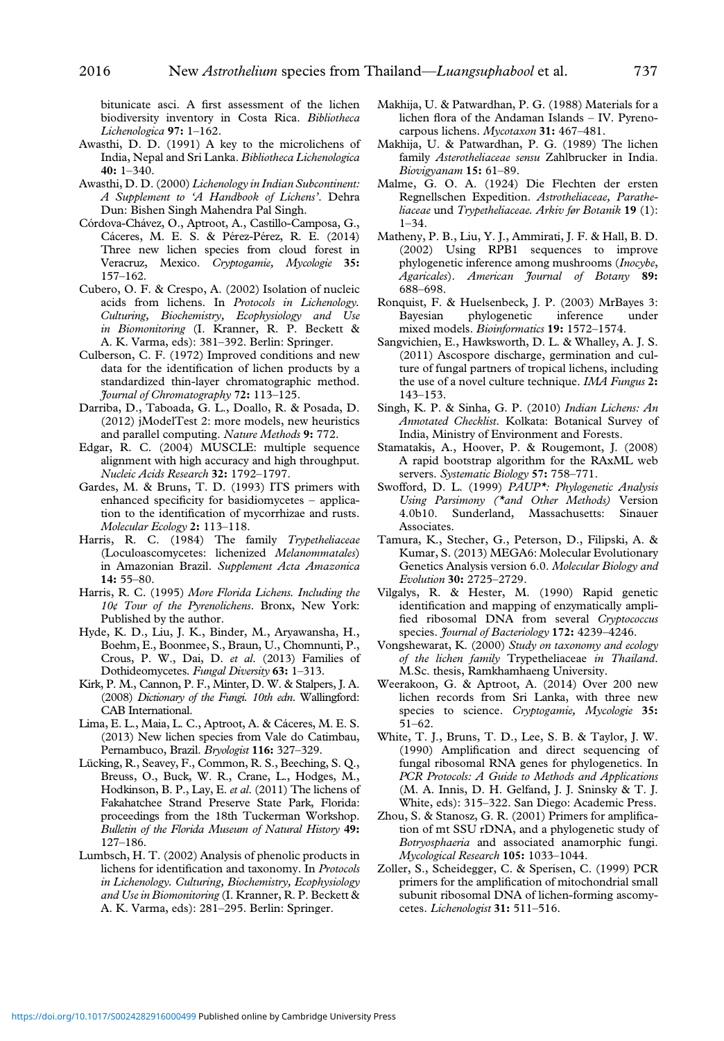bitunicate asci. A first assessment of the lichen biodiversity inventory in Costa Rica. *Bibliotheca Lichenologica* **97:** 1–162.

Awasthi, D. D. (1991) A key to the microlichens of India, Nepal and Sri Lanka. *Bibliotheca Lichenologica* **40:** 1–340.

Awasthi, D. D. (2000) *Lichenology in Indian Subcontinent: A Supplement to 'A Handbook of Lichens'.* Dehra Dun: Bishen Singh Mahendra Pal Singh.

Córdova-Chávez, O., Aptroot, A., Castillo-Camposa, G., Cáceres, M. E. S. & Pérez-Pérez, R. E. (2014) Three new lichen species from cloud forest in Veracruz, Mexico. *Cryptogamie, Mycologie* **35:** 157–162.

Cubero, O. F. & Crespo, A. (2002) Isolation of nucleic acids from lichens. In *Protocols in Lichenology. Culturing, Biochemistry, Ecophysiology and Use in Biomonitoring* (I. Kranner, R. P. Beckett & A. K. Varma, eds): 381–392. Berlin: Springer.

Culberson, C. F. (1972) Improved conditions and new data for the identification of lichen products by a standardized thin-layer chromatographic method. *Journal of Chromatography* **72:** 113–125.

Darriba, D., Taboada, G. L., Doallo, R. & Posada, D. (2012) jModelTest 2: more models, new heuristics and parallel computing. *Nature Methods* **9:** 772.

Edgar, R. C. (2004) MUSCLE: multiple sequence alignment with high accuracy and high throughput. *Nucleic Acids Research* **32:** 1792–1797.

Gardes, M. & Bruns, T. D. (1993) ITS primers with enhanced specificity for basidiomycetes – application to the identification of mycorrhizae and rusts. *Molecular Ecology* **2:** 113–118.

Harris, R. C. (1984) The family *Trypetheliaceae* (Loculoascomycetes: lichenized *Melanommatales*) in Amazonian Brazil. *Supplement Acta Amazonica* **14:** 55–80.

Harris, R. C. (1995) *More Florida Lichens. Including the 10¢ Tour of the Pyrenolichens*. Bronx, New York: Published by the author.

Hyde, K. D., Liu, J. K., Binder, M., Aryawansha, H., Boehm, E., Boonmee, S., Braun, U., Chomnunti, P., Crous, P. W., Dai, D. *et al.* (2013) Families of Dothideomycetes. *Fungal Diversity* **63:** 1–313.

Kirk, P. M., Cannon, P. F., Minter, D. W. & Stalpers, J. A. (2008) *Dictionary of the Fungi. 10th edn*. Wallingford: CAB International.

Lima, E. L., Maia, L. C., Aptroot, A. & Cáceres, M. E. S. (2013) New lichen species from Vale do Catimbau, Pernambuco, Brazil. *Bryologist* **116:** 327–329.

Lücking, R., Seavey, F., Common, R. S., Beeching, S. Q., Breuss, O., Buck, W. R., Crane, L., Hodges, M., Hodkinson, B. P., Lay, E. *et al.* (2011) The lichens of Fakahatchee Strand Preserve State Park, Florida: proceedings from the 18th Tuckerman Workshop. *Bulletin of the Florida Museum of Natural History* **49:** 127–186.

Lumbsch, H. T. (2002) Analysis of phenolic products in lichens for identification and taxonomy. In *Protocols in Lichenology. Culturing, Biochemistry, Ecophysiology and Use in Biomonitoring* (I. Kranner, R. P. Beckett & A. K. Varma, eds): 281–295. Berlin: Springer.

Makhija, U. & Patwardhan, P. G. (1988) Materials for a lichen flora of the Andaman Islands – IV. Pyrenocarpous lichens. *Mycotaxon* **31:** 467–481.

Makhija, U. & Patwardhan, P. G. (1989) The lichen family *Asterotheliaceae sensu* Zahlbrucker in India. *Biovigyanam* **15:** 61–89.

Malme, G. O. A. (1924) Die Flechten der ersten Regnellschen Expedition. *Astrotheliaceae, Paratheliaceae* und *Trypetheliaceae*. *Arkiv før Botanik* **19** (1): 1–34.

Matheny, P. B., Liu, Y. J., Ammirati, J. F. & Hall, B. D. (2002) Using RPB1 sequences to improve phylogenetic inference among mushrooms (*Inocybe*, *Agaricales*). *American Journal of Botany* **89:** 688–698.

Ronquist, F. & Huelsenbeck, J. P. (2003) MrBayes 3: Bayesian phylogenetic inference under mixed models. *Bioinformatics* **19:** 1572–1574.

Sangvichien, E., Hawksworth, D. L. & Whalley, A. J. S. (2011) Ascospore discharge, germination and culture of fungal partners of tropical lichens, including the use of a novel culture technique. *IMA Fungus* **2:** 143–153.

Singh, K. P. & Sinha, G. P. (2010) *Indian Lichens: An Annotated Checklist*. Kolkata: Botanical Survey of India, Ministry of Environment and Forests.

Stamatakis, A., Hoover, P. & Rougemont, J. (2008) A rapid bootstrap algorithm for the RAxML web servers. *Systematic Biology* **57:** 758–771.

Swofford, D. L. (1999) *PAUP\*: Phylogenetic Analysis Using Parsimony (\*and Other Methods)* Version 4.0b10. Sunderland, Massachusetts: Sinauer Associates.

Tamura, K., Stecher, G., Peterson, D., Filipski, A. & Kumar, S. (2013) MEGA6: Molecular Evolutionary Genetics Analysis version 6.0. *Molecular Biology and Evolution* **30:** 2725–2729.

Vilgalys, R. & Hester, M. (1990) Rapid genetic identification and mapping of enzymatically amplified ribosomal DNA from several *Cryptococcus* species. *Journal of Bacteriology* **172:** 4239–4246.

Vongshewarat, K. (2000) *Study on taxonomy and ecology of the lichen family* Trypetheliaceae *in Thailand*. M.Sc. thesis, Ramkhamhaeng University.

Weerakoon, G. & Aptroot, A. (2014) Over 200 new lichen records from Sri Lanka, with three new species to science. *Cryptogamie, Mycologie* **35:** 51–62.

White, T. J., Bruns, T. D., Lee, S. B. & Taylor, J. W. (1990) Amplification and direct sequencing of fungal ribosomal RNA genes for phylogenetics. In *PCR Protocols: A Guide to Methods and Applications* (M. A. Innis, D. H. Gelfand, J. J. Sninsky & T. J. White, eds): 315–322. San Diego: Academic Press.

Zhou, S. & Stanosz, G. R. (2001) Primers for amplification of mt SSU rDNA, and a phylogenetic study of *Botryosphaeria* and associated anamorphic fungi. *Mycological Research* **105:** 1033–1044.

Zoller, S., Scheidegger, C. & Sperisen, C. (1999) PCR primers for the amplification of mitochondrial small subunit ribosomal DNA of lichen-forming ascomycetes. *Lichenologist* **31:** 511–516.